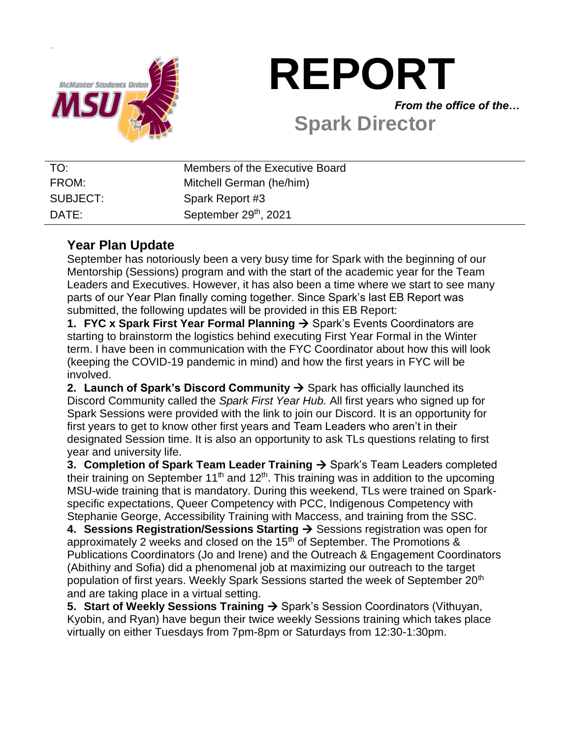# REPORT

*From the office of the…*

## Spark Director

| | |
|---|---|
| TO: | Members of the Executive Board |
| FROM: | Mitchell German (he/him) |
| SUBJECT: | Spark Report #3 |
| DATE: | September 29th, 2021 |

### Year Plan Update

September has notoriously been a very busy time for Spark with the beginning of our Mentorship (Sessions) program and with the start of the academic year for the Team Leaders and Executives. However, it has also been a time where we start to see many parts of our Year Plan finally coming together. Since Spark's last EB Report was submitted, the following updates will be provided in this EB Report:

1. **FYC x Spark First Year Formal Planning →** Spark's Events Coordinators are starting to brainstorm the logistics behind executing First Year Formal in the Winter term. I have been in communication with the FYC Coordinator about how this will look (keeping the COVID-19 pandemic in mind) and how the first years in FYC will be involved.
2. **Launch of Spark's Discord Community →** Spark has officially launched its Discord Community called the *Spark First Year Hub.* All first years who signed up for Spark Sessions were provided with the link to join our Discord. It is an opportunity for first years to get to know other first years and Team Leaders who aren't in their designated Session time. It is also an opportunity to ask TLs questions relating to first year and university life.
3. **Completion of Spark Team Leader Training →** Spark's Team Leaders completed their training on September 11th and 12th. This training was in addition to the upcoming MSU-wide training that is mandatory. During this weekend, TLs were trained on Spark-specific expectations, Queer Competency with PCC, Indigenous Competency with Stephanie George, Accessibility Training with Maccess, and training from the SSC.
4. **Sessions Registration/Sessions Starting →** Sessions registration was open for approximately 2 weeks and closed on the 15th of September. The Promotions & Publications Coordinators (Jo and Irene) and the Outreach & Engagement Coordinators (Abithiny and Sofia) did a phenomenal job at maximizing our outreach to the target population of first years. Weekly Spark Sessions started the week of September 20th and are taking place in a virtual setting.
5. **Start of Weekly Sessions Training →** Spark's Session Coordinators (Vithuyan, Kyobin, and Ryan) have begun their twice weekly Sessions training which takes place virtually on either Tuesdays from 7pm-8pm or Saturdays from 12:30-1:30pm.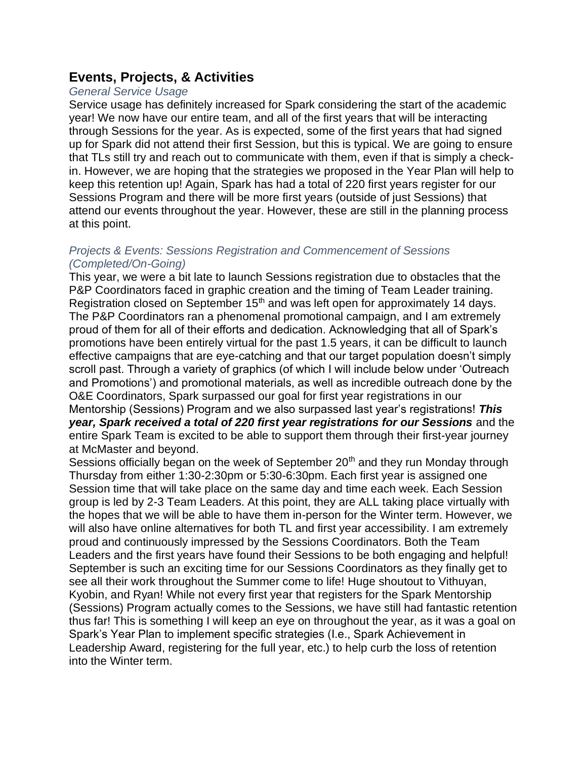## Events, Projects, & Activities

*General Service Usage*

Service usage has definitely increased for Spark considering the start of the academic year! We now have our entire team, and all of the first years that will be interacting through Sessions for the year. As is expected, some of the first years that had signed up for Spark did not attend their first Session, but this is typical. We are going to ensure that TLs still try and reach out to communicate with them, even if that is simply a check-in. However, we are hoping that the strategies we proposed in the Year Plan will help to keep this retention up! Again, Spark has had a total of 220 first years register for our Sessions Program and there will be more first years (outside of just Sessions) that attend our events throughout the year. However, these are still in the planning process at this point.

*Projects & Events: Sessions Registration and Commencement of Sessions (Completed/On-Going)*

This year, we were a bit late to launch Sessions registration due to obstacles that the P&P Coordinators faced in graphic creation and the timing of Team Leader training. Registration closed on September 15th and was left open for approximately 14 days. The P&P Coordinators ran a phenomenal promotional campaign, and I am extremely proud of them for all of their efforts and dedication. Acknowledging that all of Spark's promotions have been entirely virtual for the past 1.5 years, it can be difficult to launch effective campaigns that are eye-catching and that our target population doesn't simply scroll past. Through a variety of graphics (of which I will include below under 'Outreach and Promotions') and promotional materials, as well as incredible outreach done by the O&E Coordinators, Spark surpassed our goal for first year registrations in our Mentorship (Sessions) Program and we also surpassed last year's registrations! ***This year, Spark received a total of 220 first year registrations for our Sessions*** and the entire Spark Team is excited to be able to support them through their first-year journey at McMaster and beyond.

Sessions officially began on the week of September 20th and they run Monday through Thursday from either 1:30-2:30pm or 5:30-6:30pm. Each first year is assigned one Session time that will take place on the same day and time each week. Each Session group is led by 2-3 Team Leaders. At this point, they are ALL taking place virtually with the hopes that we will be able to have them in-person for the Winter term. However, we will also have online alternatives for both TL and first year accessibility. I am extremely proud and continuously impressed by the Sessions Coordinators. Both the Team Leaders and the first years have found their Sessions to be both engaging and helpful! September is such an exciting time for our Sessions Coordinators as they finally get to see all their work throughout the Summer come to life! Huge shoutout to Vithuyan, Kyobin, and Ryan! While not every first year that registers for the Spark Mentorship (Sessions) Program actually comes to the Sessions, we have still had fantastic retention thus far! This is something I will keep an eye on throughout the year, as it was a goal on Spark's Year Plan to implement specific strategies (I.e., Spark Achievement in Leadership Award, registering for the full year, etc.) to help curb the loss of retention into the Winter term.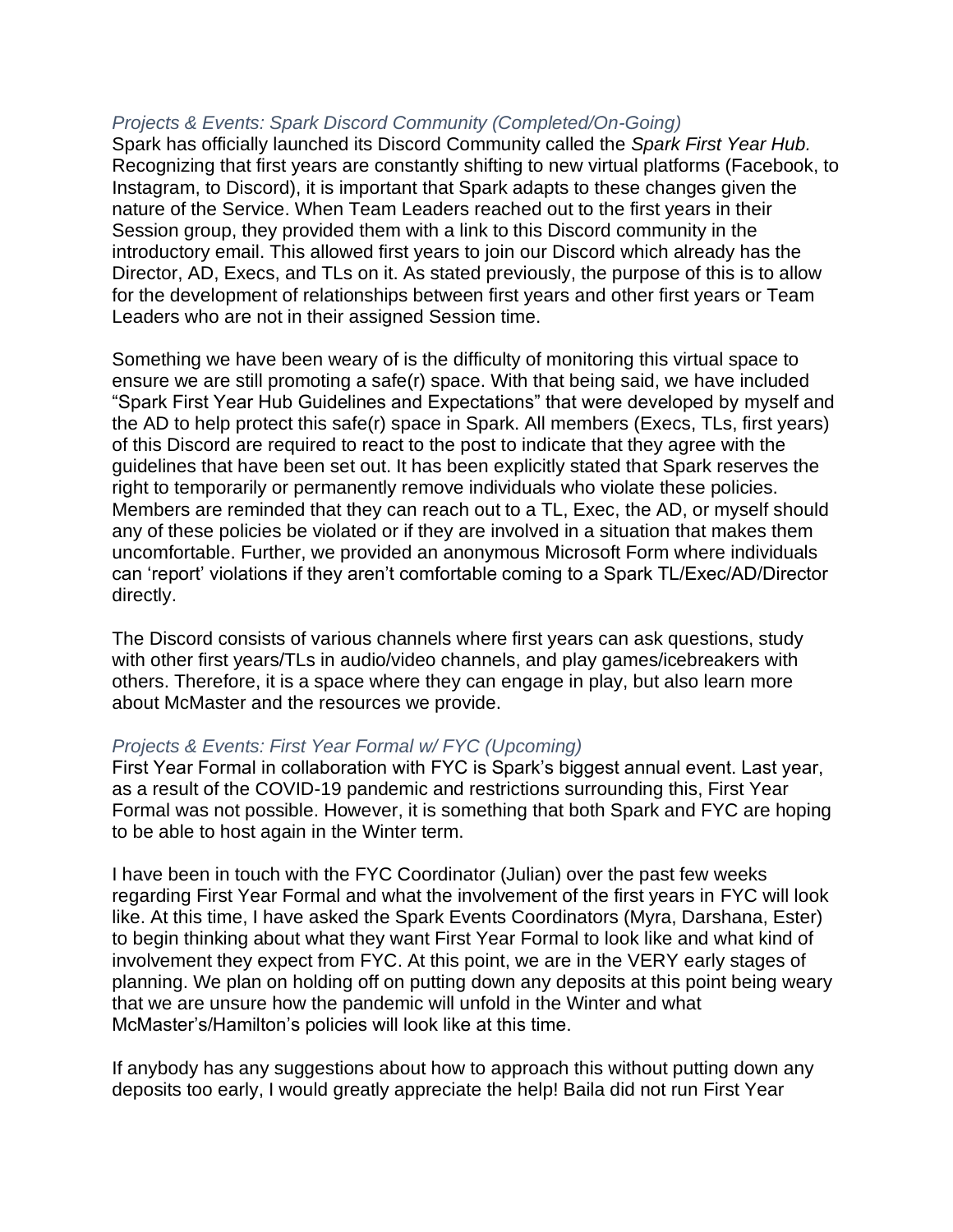### *Projects & Events: Spark Discord Community (Completed/On-Going)*

Spark has officially launched its Discord Community called the *Spark First Year Hub.* Recognizing that first years are constantly shifting to new virtual platforms (Facebook, to Instagram, to Discord), it is important that Spark adapts to these changes given the nature of the Service. When Team Leaders reached out to the first years in their Session group, they provided them with a link to this Discord community in the introductory email. This allowed first years to join our Discord which already has the Director, AD, Execs, and TLs on it. As stated previously, the purpose of this is to allow for the development of relationships between first years and other first years or Team Leaders who are not in their assigned Session time.

Something we have been weary of is the difficulty of monitoring this virtual space to ensure we are still promoting a safe(r) space. With that being said, we have included "Spark First Year Hub Guidelines and Expectations" that were developed by myself and the AD to help protect this safe(r) space in Spark. All members (Execs, TLs, first years) of this Discord are required to react to the post to indicate that they agree with the guidelines that have been set out. It has been explicitly stated that Spark reserves the right to temporarily or permanently remove individuals who violate these policies. Members are reminded that they can reach out to a TL, Exec, the AD, or myself should any of these policies be violated or if they are involved in a situation that makes them uncomfortable. Further, we provided an anonymous Microsoft Form where individuals can 'report' violations if they aren't comfortable coming to a Spark TL/Exec/AD/Director directly.

The Discord consists of various channels where first years can ask questions, study with other first years/TLs in audio/video channels, and play games/icebreakers with others. Therefore, it is a space where they can engage in play, but also learn more about McMaster and the resources we provide.

### *Projects & Events: First Year Formal w/ FYC (Upcoming)*

First Year Formal in collaboration with FYC is Spark's biggest annual event. Last year, as a result of the COVID-19 pandemic and restrictions surrounding this, First Year Formal was not possible. However, it is something that both Spark and FYC are hoping to be able to host again in the Winter term.

I have been in touch with the FYC Coordinator (Julian) over the past few weeks regarding First Year Formal and what the involvement of the first years in FYC will look like. At this time, I have asked the Spark Events Coordinators (Myra, Darshana, Ester) to begin thinking about what they want First Year Formal to look like and what kind of involvement they expect from FYC. At this point, we are in the VERY early stages of planning. We plan on holding off on putting down any deposits at this point being weary that we are unsure how the pandemic will unfold in the Winter and what McMaster's/Hamilton's policies will look like at this time.

If anybody has any suggestions about how to approach this without putting down any deposits too early, I would greatly appreciate the help! Baila did not run First Year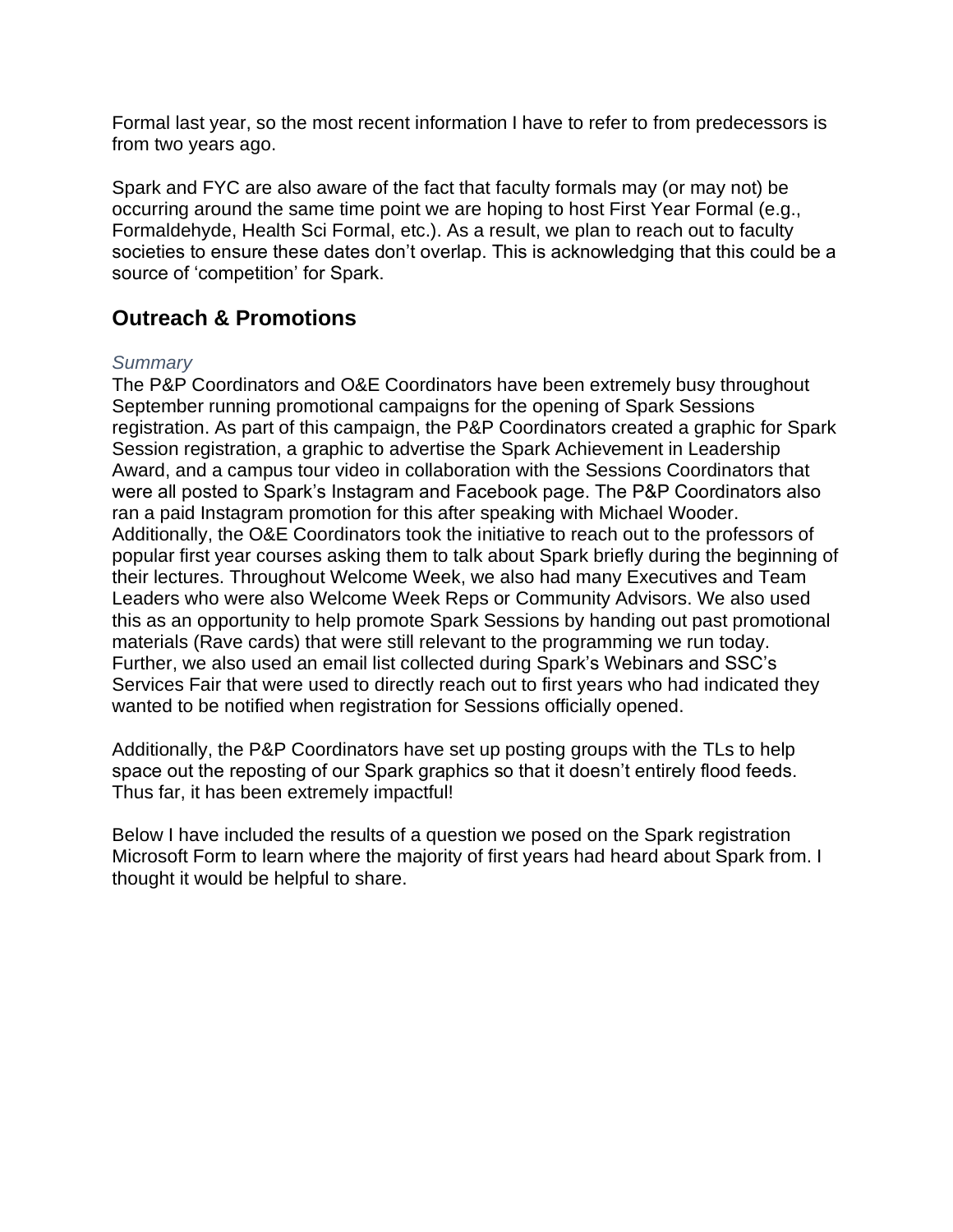Formal last year, so the most recent information I have to refer to from predecessors is from two years ago.

Spark and FYC are also aware of the fact that faculty formals may (or may not) be occurring around the same time point we are hoping to host First Year Formal (e.g., Formaldehyde, Health Sci Formal, etc.). As a result, we plan to reach out to faculty societies to ensure these dates don't overlap. This is acknowledging that this could be a source of 'competition' for Spark.

## Outreach & Promotions

### *Summary*

The P&P Coordinators and O&E Coordinators have been extremely busy throughout September running promotional campaigns for the opening of Spark Sessions registration. As part of this campaign, the P&P Coordinators created a graphic for Spark Session registration, a graphic to advertise the Spark Achievement in Leadership Award, and a campus tour video in collaboration with the Sessions Coordinators that were all posted to Spark's Instagram and Facebook page. The P&P Coordinators also ran a paid Instagram promotion for this after speaking with Michael Wooder. Additionally, the O&E Coordinators took the initiative to reach out to the professors of popular first year courses asking them to talk about Spark briefly during the beginning of their lectures. Throughout Welcome Week, we also had many Executives and Team Leaders who were also Welcome Week Reps or Community Advisors. We also used this as an opportunity to help promote Spark Sessions by handing out past promotional materials (Rave cards) that were still relevant to the programming we run today. Further, we also used an email list collected during Spark's Webinars and SSC's Services Fair that were used to directly reach out to first years who had indicated they wanted to be notified when registration for Sessions officially opened.

Additionally, the P&P Coordinators have set up posting groups with the TLs to help space out the reposting of our Spark graphics so that it doesn't entirely flood feeds. Thus far, it has been extremely impactful!

Below I have included the results of a question we posed on the Spark registration Microsoft Form to learn where the majority of first years had heard about Spark from. I thought it would be helpful to share.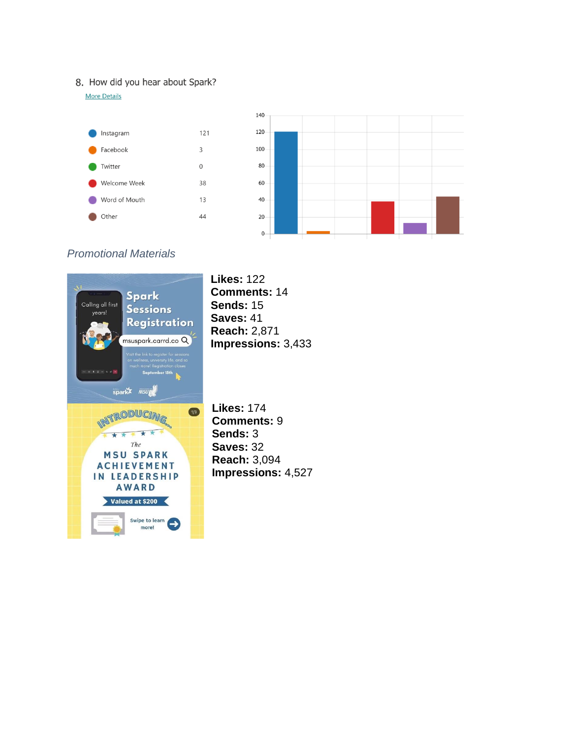8. How did you hear about Spark?

More Details

| Option | Count |
| --- | --- |
| Instagram | 121 |
| Facebook | 3 |
| Twitter | 0 |
| Welcome Week | 38 |
| Word of Mouth | 13 |
| Other | 44 |

*Promotional Materials*

**Likes:** 122
**Comments:** 14
**Sends:** 15
**Saves:** 41
**Reach:** 2,871
**Impressions:** 3,433

**Likes:** 174
**Comments:** 9
**Sends:** 3
**Saves:** 32
**Reach:** 3,094
**Impressions:** 4,527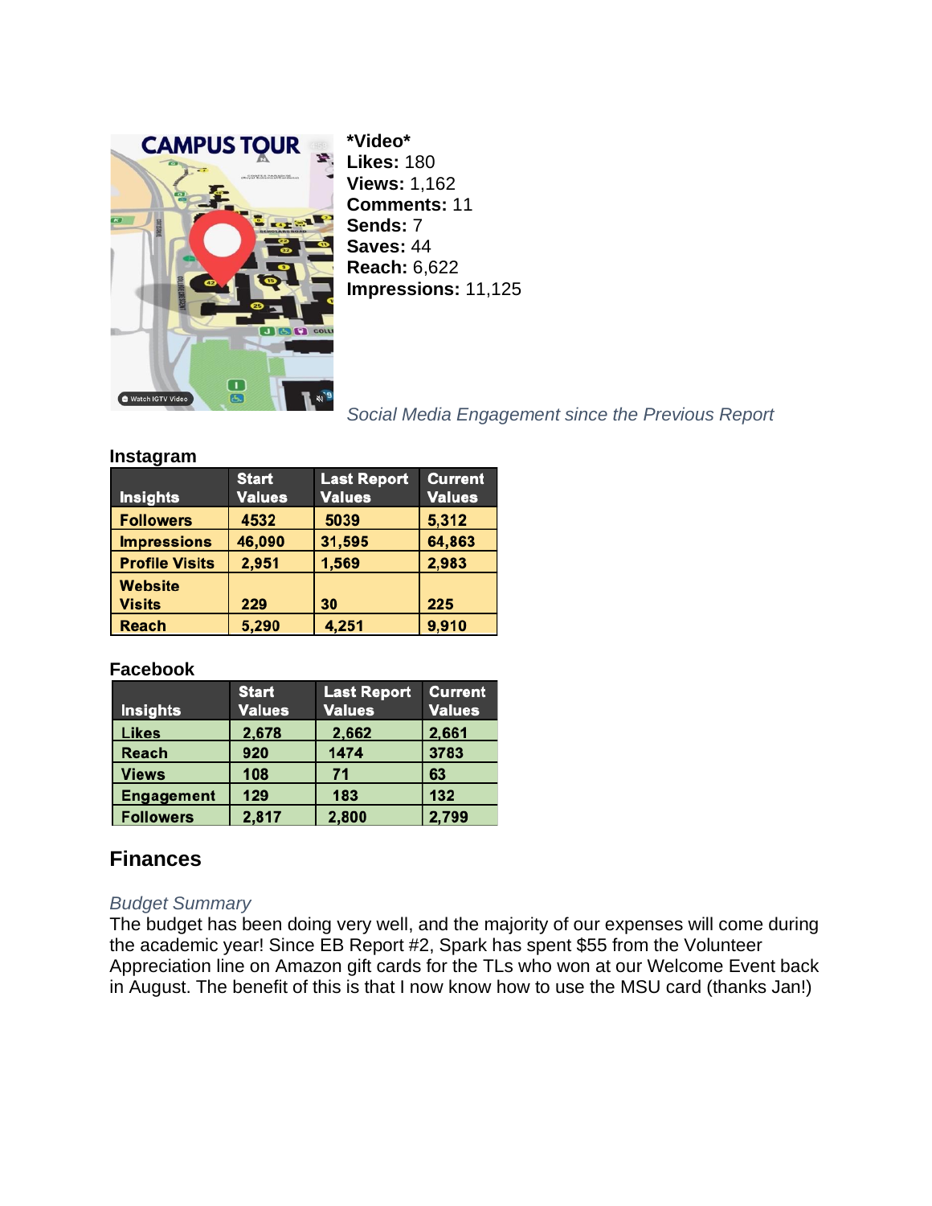**\*Video\***
**Likes:** 180
**Views:** 1,162
**Comments:** 11
**Sends:** 7
**Saves:** 44
**Reach:** 6,622
**Impressions:** 11,125

*Social Media Engagement since the Previous Report*

**Instagram**

| Insights | Start Values | Last Report Values | Current Values |
|---|---|---|---|
| Followers | 4532 | 5039 | 5,312 |
| Impressions | 46,090 | 31,595 | 64,863 |
| Profile Visits | 2,951 | 1,569 | 2,983 |
| Website Visits | 229 | 30 | 225 |
| Reach | 5,290 | 4,251 | 9,910 |

**Facebook**

| Insights | Start Values | Last Report Values | Current Values |
|---|---|---|---|
| Likes | 2,678 | 2,662 | 2,661 |
| Reach | 920 | 1474 | 3783 |
| Views | 108 | 71 | 63 |
| Engagement | 129 | 183 | 132 |
| Followers | 2,817 | 2,800 | 2,799 |

## Finances

*Budget Summary*

The budget has been doing very well, and the majority of our expenses will come during the academic year! Since EB Report #2, Spark has spent $55 from the Volunteer Appreciation line on Amazon gift cards for the TLs who won at our Welcome Event back in August. The benefit of this is that I now know how to use the MSU card (thanks Jan!)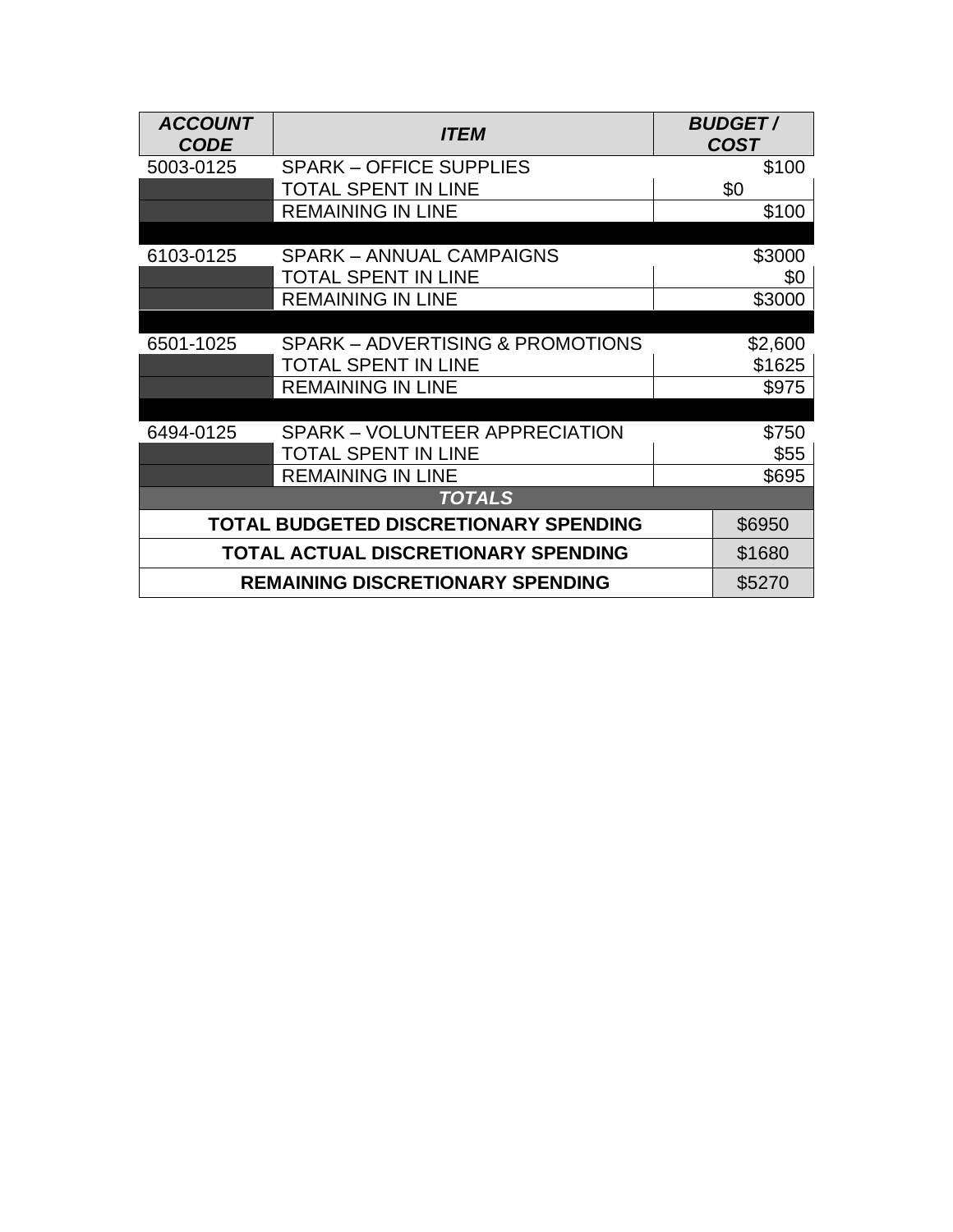| *ACCOUNT CODE* | *ITEM* | *BUDGET / COST* |
| --- | --- | --- |
| 5003-0125 | SPARK – OFFICE SUPPLIES | $100 |
| | TOTAL SPENT IN LINE | $0 |
| | REMAINING IN LINE | $100 |
| | | |
| 6103-0125 | SPARK – ANNUAL CAMPAIGNS | $3000 |
| | TOTAL SPENT IN LINE | $0 |
| | REMAINING IN LINE | $3000 |
| | | |
| 6501-1025 | SPARK – ADVERTISING & PROMOTIONS | $2,600 |
| | TOTAL SPENT IN LINE | $1625 |
| | REMAINING IN LINE | $975 |
| | | |
| 6494-0125 | SPARK – VOLUNTEER APPRECIATION | $750 |
| | TOTAL SPENT IN LINE | $55 |
| | REMAINING IN LINE | $695 |
| ***TOTALS*** | | |
| **TOTAL BUDGETED DISCRETIONARY SPENDING** | | $6950 |
| **TOTAL ACTUAL DISCRETIONARY SPENDING** | | $1680 |
| **REMAINING DISCRETIONARY SPENDING** | | $5270 |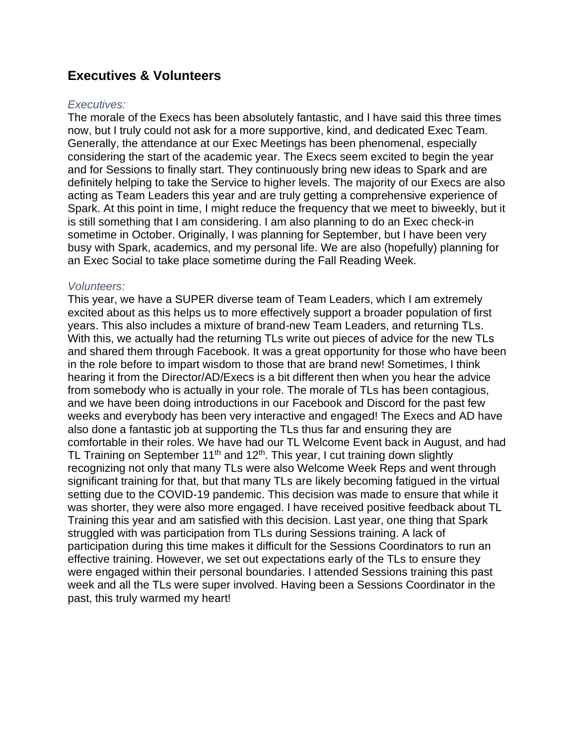## Executives & Volunteers

*Executives:*

The morale of the Execs has been absolutely fantastic, and I have said this three times now, but I truly could not ask for a more supportive, kind, and dedicated Exec Team. Generally, the attendance at our Exec Meetings has been phenomenal, especially considering the start of the academic year. The Execs seem excited to begin the year and for Sessions to finally start. They continuously bring new ideas to Spark and are definitely helping to take the Service to higher levels. The majority of our Execs are also acting as Team Leaders this year and are truly getting a comprehensive experience of Spark. At this point in time, I might reduce the frequency that we meet to biweekly, but it is still something that I am considering. I am also planning to do an Exec check-in sometime in October. Originally, I was planning for September, but I have been very busy with Spark, academics, and my personal life. We are also (hopefully) planning for an Exec Social to take place sometime during the Fall Reading Week.

*Volunteers:*

This year, we have a SUPER diverse team of Team Leaders, which I am extremely excited about as this helps us to more effectively support a broader population of first years. This also includes a mixture of brand-new Team Leaders, and returning TLs. With this, we actually had the returning TLs write out pieces of advice for the new TLs and shared them through Facebook. It was a great opportunity for those who have been in the role before to impart wisdom to those that are brand new! Sometimes, I think hearing it from the Director/AD/Execs is a bit different then when you hear the advice from somebody who is actually in your role. The morale of TLs has been contagious, and we have been doing introductions in our Facebook and Discord for the past few weeks and everybody has been very interactive and engaged! The Execs and AD have also done a fantastic job at supporting the TLs thus far and ensuring they are comfortable in their roles. We have had our TL Welcome Event back in August, and had TL Training on September 11th and 12th. This year, I cut training down slightly recognizing not only that many TLs were also Welcome Week Reps and went through significant training for that, but that many TLs are likely becoming fatigued in the virtual setting due to the COVID-19 pandemic. This decision was made to ensure that while it was shorter, they were also more engaged. I have received positive feedback about TL Training this year and am satisfied with this decision. Last year, one thing that Spark struggled with was participation from TLs during Sessions training. A lack of participation during this time makes it difficult for the Sessions Coordinators to run an effective training. However, we set out expectations early of the TLs to ensure they were engaged within their personal boundaries. I attended Sessions training this past week and all the TLs were super involved. Having been a Sessions Coordinator in the past, this truly warmed my heart!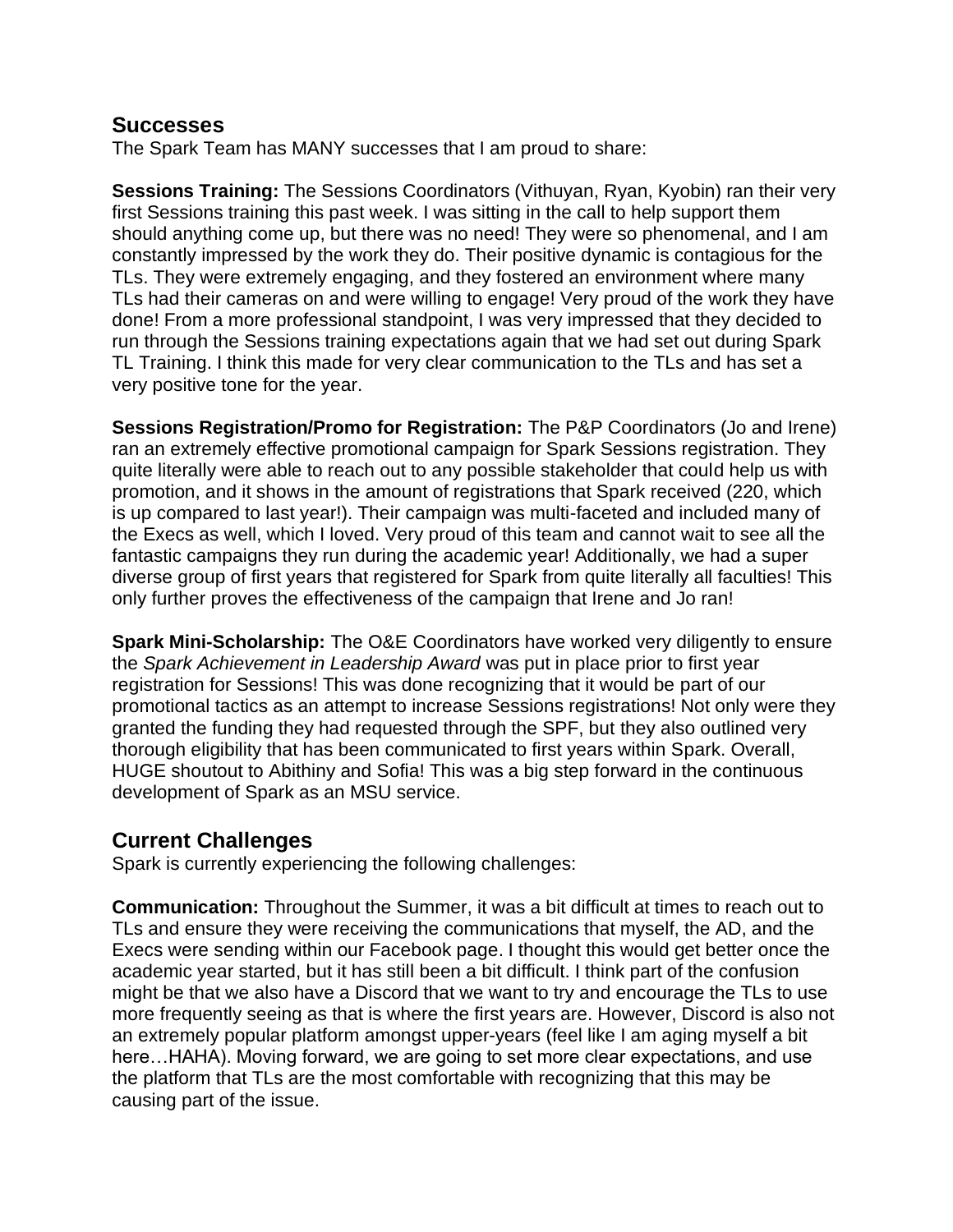## Successes

The Spark Team has MANY successes that I am proud to share:

**Sessions Training:** The Sessions Coordinators (Vithuyan, Ryan, Kyobin) ran their very first Sessions training this past week. I was sitting in the call to help support them should anything come up, but there was no need! They were so phenomenal, and I am constantly impressed by the work they do. Their positive dynamic is contagious for the TLs. They were extremely engaging, and they fostered an environment where many TLs had their cameras on and were willing to engage! Very proud of the work they have done! From a more professional standpoint, I was very impressed that they decided to run through the Sessions training expectations again that we had set out during Spark TL Training. I think this made for very clear communication to the TLs and has set a very positive tone for the year.

**Sessions Registration/Promo for Registration:** The P&P Coordinators (Jo and Irene) ran an extremely effective promotional campaign for Spark Sessions registration. They quite literally were able to reach out to any possible stakeholder that could help us with promotion, and it shows in the amount of registrations that Spark received (220, which is up compared to last year!). Their campaign was multi-faceted and included many of the Execs as well, which I loved. Very proud of this team and cannot wait to see all the fantastic campaigns they run during the academic year! Additionally, we had a super diverse group of first years that registered for Spark from quite literally all faculties! This only further proves the effectiveness of the campaign that Irene and Jo ran!

**Spark Mini-Scholarship:** The O&E Coordinators have worked very diligently to ensure the *Spark Achievement in Leadership Award* was put in place prior to first year registration for Sessions! This was done recognizing that it would be part of our promotional tactics as an attempt to increase Sessions registrations! Not only were they granted the funding they had requested through the SPF, but they also outlined very thorough eligibility that has been communicated to first years within Spark. Overall, HUGE shoutout to Abithiny and Sofia! This was a big step forward in the continuous development of Spark as an MSU service.

## Current Challenges

Spark is currently experiencing the following challenges:

**Communication:** Throughout the Summer, it was a bit difficult at times to reach out to TLs and ensure they were receiving the communications that myself, the AD, and the Execs were sending within our Facebook page. I thought this would get better once the academic year started, but it has still been a bit difficult. I think part of the confusion might be that we also have a Discord that we want to try and encourage the TLs to use more frequently seeing as that is where the first years are. However, Discord is also not an extremely popular platform amongst upper-years (feel like I am aging myself a bit here…HAHA). Moving forward, we are going to set more clear expectations, and use the platform that TLs are the most comfortable with recognizing that this may be causing part of the issue.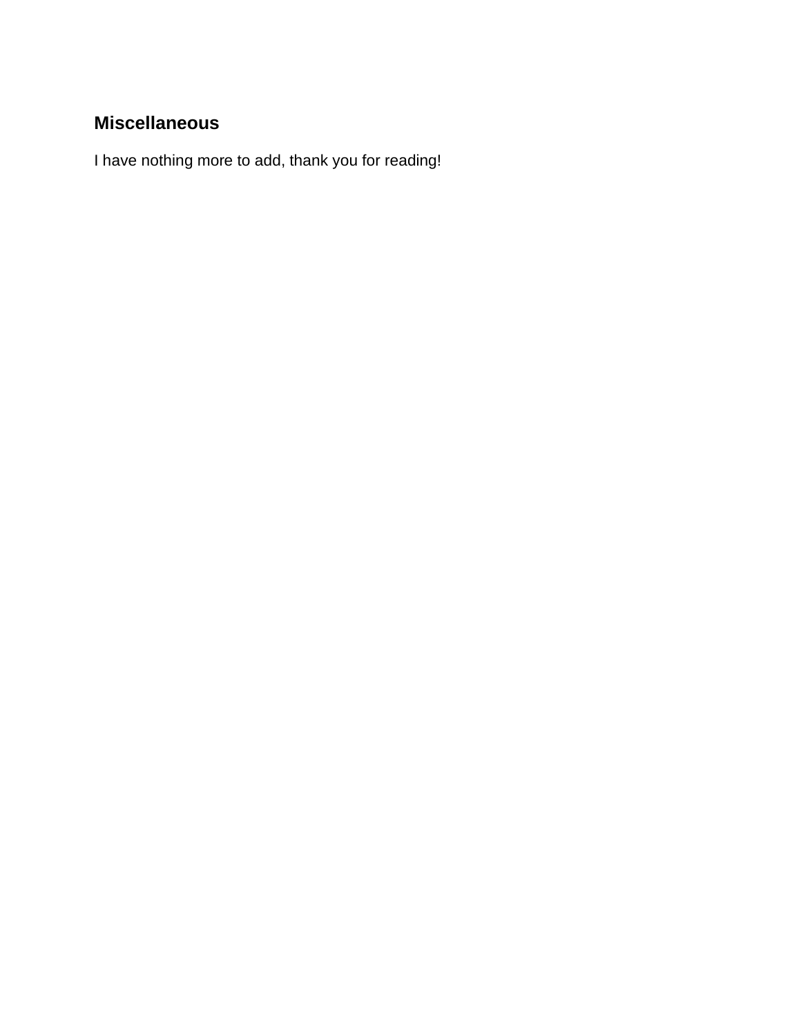## Miscellaneous

I have nothing more to add, thank you for reading!